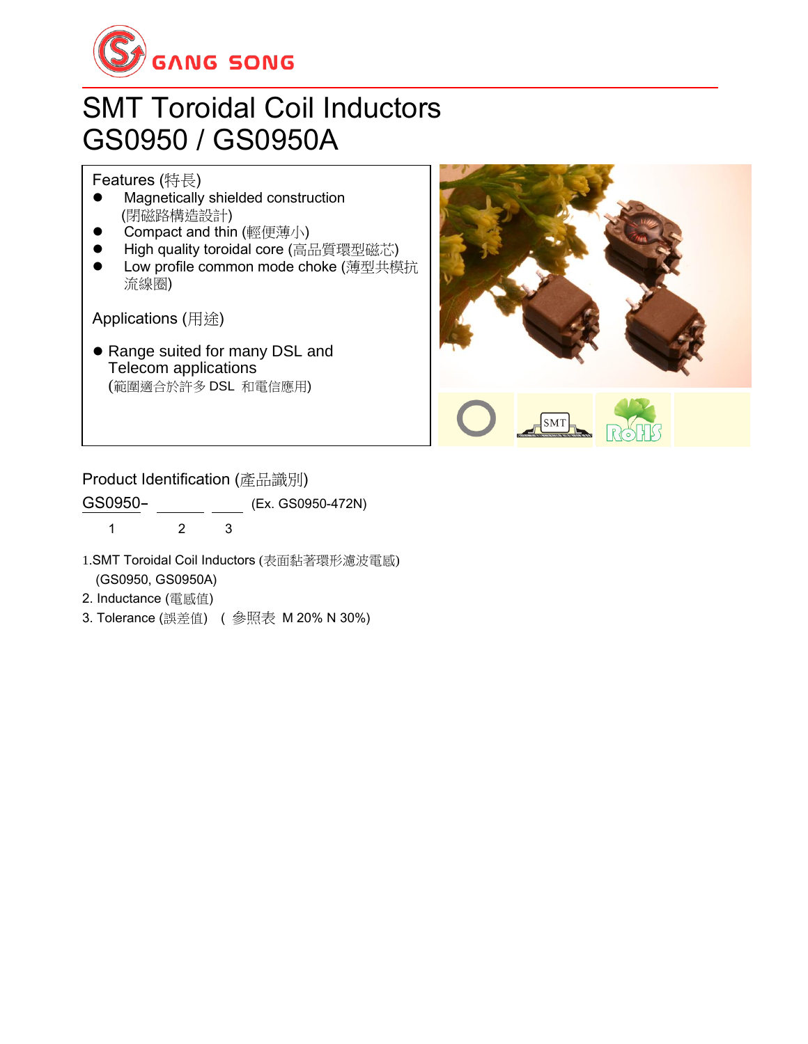GANG SONG

# SMT Toroidal Coil Inductors
# GS0950 / GS0950A

## Features (特長)

- Magnetically shielded construction (閉磁路構造設計)
- Compact and thin (輕便薄小)
- High quality toroidal core (高品質環型磁芯)
- Low profile common mode choke (薄型共模抗流線圈)

## Applications (用途)

- Range suited for many DSL and Telecom applications (範圍適合於許多 DSL 和電信應用)

## Product Identification (產品識別)

GS0950- ______ ____ (Ex. GS0950-472N)

1 2 3

1. SMT Toroidal Coil Inductors (表面黏著環形濾波電感) (GS0950, GS0950A)
2. Inductance (電感值)
3. Tolerance (誤差值) ( 參照表 M 20% N 30%)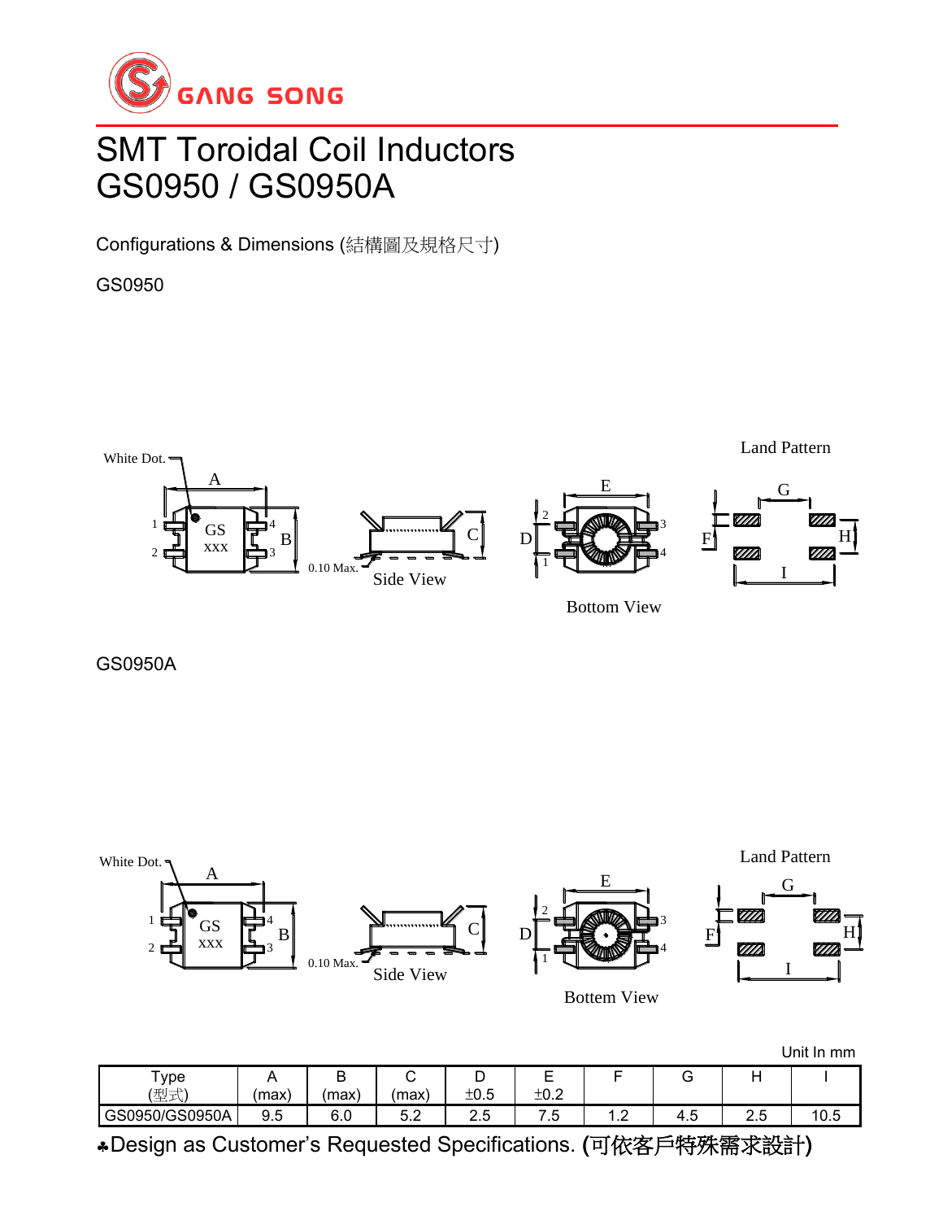# SMT Toroidal Coil Inductors
# GS0950 / GS0950A

Configurations & Dimensions (結構圖及規格尺寸)

GS0950

White Dot. A B C D E F G H I 1 2 3 4 GS XXX 0.10 Max. Side View Bottom View Land Pattern

GS0950A

White Dot. A B C D E F G H I 1 2 3 4 GS XXX 0.10 Max. Side View Bottem View Land Pattern

Unit In mm

| Type (型式) | A (max) | B (max) | C (max) | D ±0.5 | E ±0.2 | F | G | H | I |
|---|---|---|---|---|---|---|---|---|---|
| GS0950/GS0950A | 9.5 | 6.0 | 5.2 | 2.5 | 7.5 | 1.2 | 4.5 | 2.5 | 10.5 |

♣Design as Customer's Requested Specifications. (可依客戶特殊需求設計)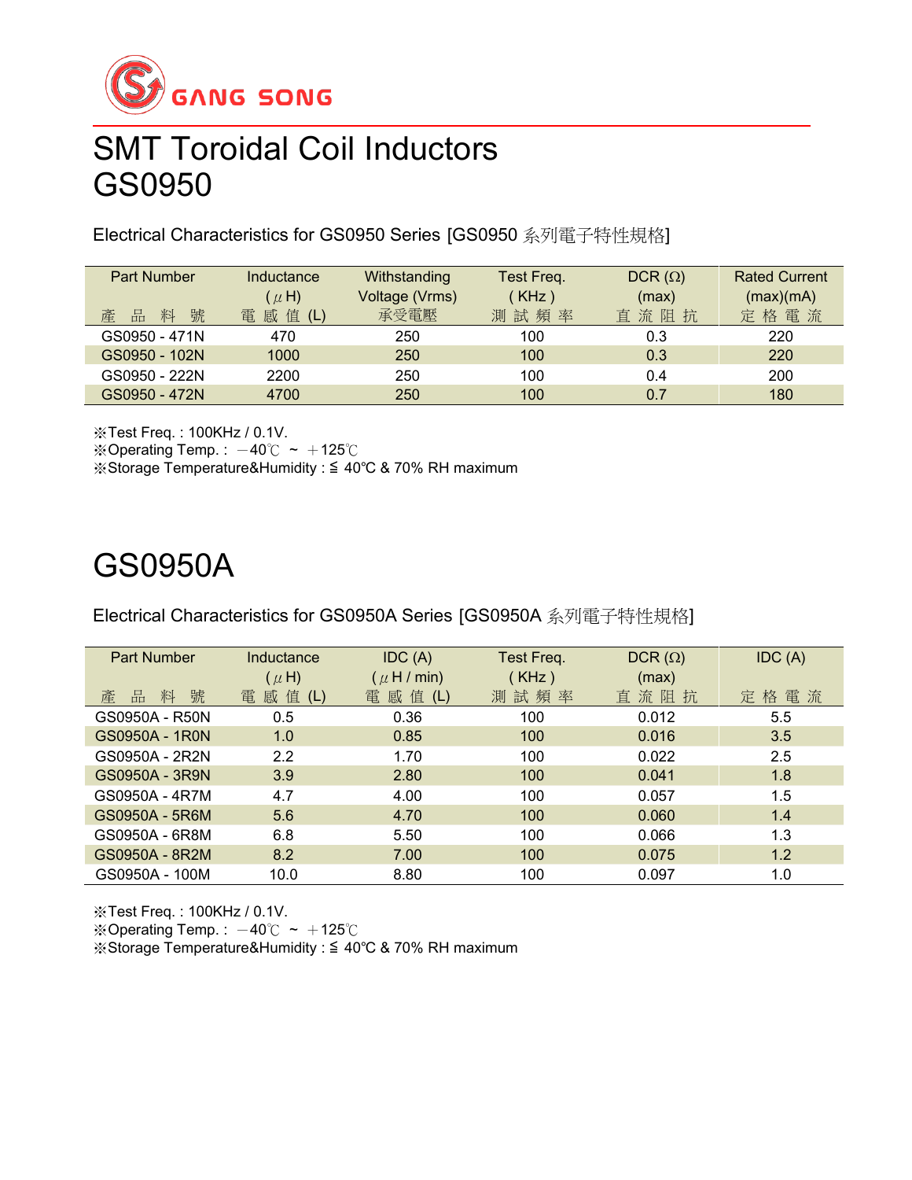GANG SONG

# SMT Toroidal Coil Inductors
# GS0950

Electrical Characteristics for GS0950 Series [GS0950 系列電子特性規格]

| Part Number<br>產 品 料 號 | Inductance<br>( μ H)<br>電 感 值 (L) | Withstanding Voltage (Vrms)<br>承受電壓 | Test Freq.<br>( KHz )<br>測 試 頻 率 | DCR (Ω)<br>(max)<br>直 流 阻 抗 | Rated Current<br>(max)(mA)<br>定 格 電 流 |
|---|---|---|---|---|---|
| GS0950 - 471N | 470 | 250 | 100 | 0.3 | 220 |
| GS0950 - 102N | 1000 | 250 | 100 | 0.3 | 220 |
| GS0950 - 222N | 2200 | 250 | 100 | 0.4 | 200 |
| GS0950 - 472N | 4700 | 250 | 100 | 0.7 | 180 |

※Test Freq. : 100KHz / 0.1V.
※Operating Temp. : －40℃ ~ ＋125℃
※Storage Temperature&Humidity : ≦ 40℃ & 70% RH maximum

# GS0950A

Electrical Characteristics for GS0950A Series [GS0950A 系列電子特性規格]

| Part Number<br>產 品 料 號 | Inductance<br>( μ H)<br>電 感 值 (L) | IDC (A)<br>( μ H / min)<br>電 感 值 (L) | Test Freq.<br>( KHz )<br>測 試 頻 率 | DCR (Ω)<br>(max)<br>直 流 阻 抗 | IDC (A)<br>定 格 電 流 |
|---|---|---|---|---|---|
| GS0950A - R50N | 0.5 | 0.36 | 100 | 0.012 | 5.5 |
| GS0950A - 1R0N | 1.0 | 0.85 | 100 | 0.016 | 3.5 |
| GS0950A - 2R2N | 2.2 | 1.70 | 100 | 0.022 | 2.5 |
| GS0950A - 3R9N | 3.9 | 2.80 | 100 | 0.041 | 1.8 |
| GS0950A - 4R7M | 4.7 | 4.00 | 100 | 0.057 | 1.5 |
| GS0950A - 5R6M | 5.6 | 4.70 | 100 | 0.060 | 1.4 |
| GS0950A - 6R8M | 6.8 | 5.50 | 100 | 0.066 | 1.3 |
| GS0950A - 8R2M | 8.2 | 7.00 | 100 | 0.075 | 1.2 |
| GS0950A - 100M | 10.0 | 8.80 | 100 | 0.097 | 1.0 |

※Test Freq. : 100KHz / 0.1V.
※Operating Temp. : －40℃ ~ ＋125℃
※Storage Temperature&Humidity : ≦ 40℃ & 70% RH maximum